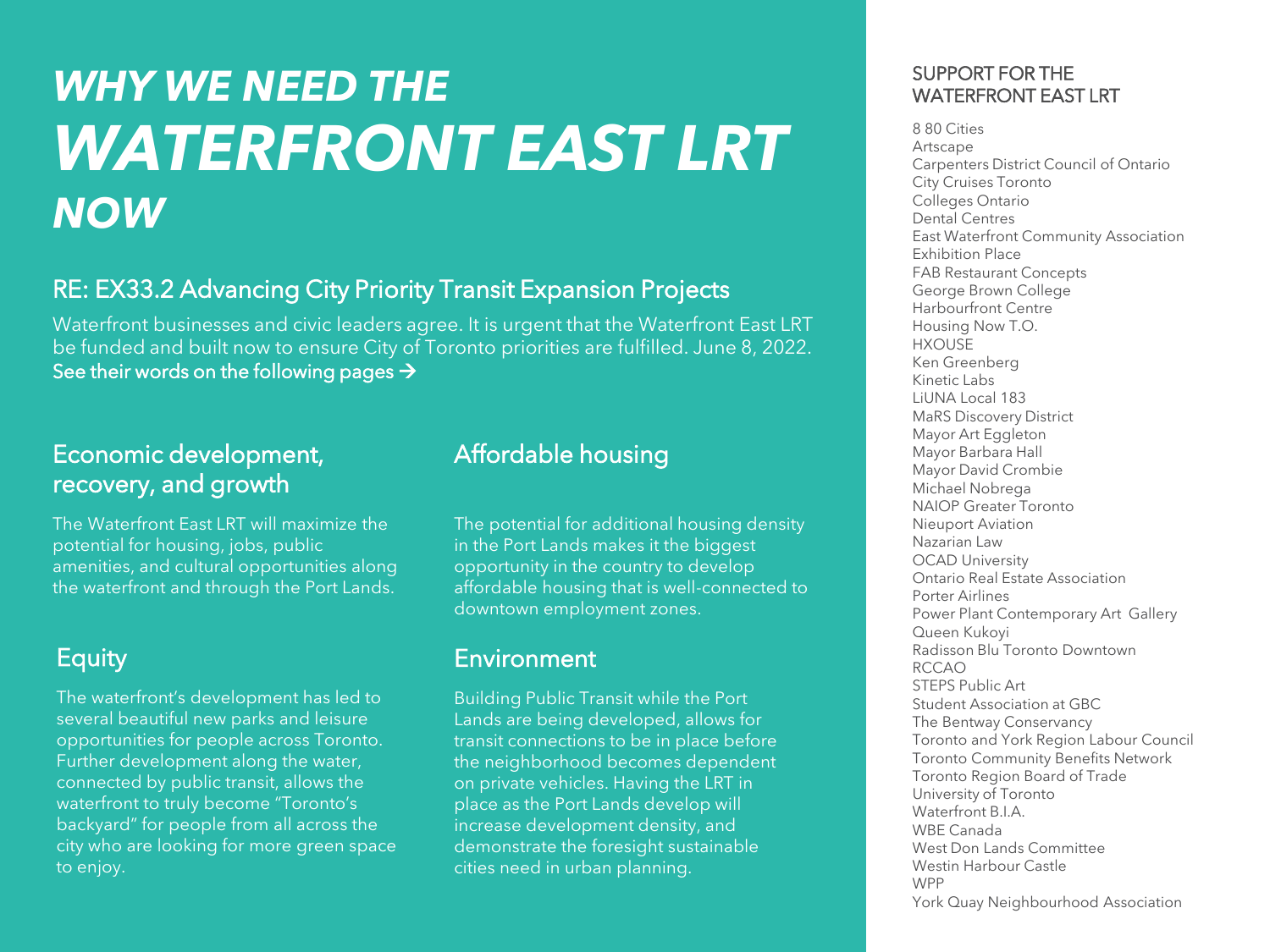# *WHY WE NEED THE WATERFRONT EAST LRT NOW*

## RE: EX33.2 Advancing City Priority Transit Expansion Projects

Waterfront businesses and civic leaders agree. It is urgent that the Waterfront East LRT be funded and built now to ensure City of Toronto priorities are fulfilled. June 8, 2022.
See their words on the following pages →

### Economic development, recovery, and growth

The Waterfront East LRT will maximize the potential for housing, jobs, public amenities, and cultural opportunities along the waterfront and through the Port Lands.

### Equity

The waterfront's development has led to several beautiful new parks and leisure opportunities for people across Toronto. Further development along the water, connected by public transit, allows the waterfront to truly become "Toronto's backyard" for people from all across the city who are looking for more green space to enjoy.

### Affordable housing

The potential for additional housing density in the Port Lands makes it the biggest opportunity in the country to develop affordable housing that is well-connected to downtown employment zones.

### Environment

Building Public Transit while the Port Lands are being developed, allows for transit connections to be in place before the neighborhood becomes dependent on private vehicles. Having the LRT in place as the Port Lands develop will increase development density, and demonstrate the foresight sustainable cities need in urban planning.

### SUPPORT FOR THE WATERFRONT EAST LRT

8 80 Cities
Artscape
Carpenters District Council of Ontario
City Cruises Toronto
Colleges Ontario
Dental Centres
East Waterfront Community Association
Exhibition Place
FAB Restaurant Concepts
George Brown College
Harbourfront Centre
Housing Now T.O.
HXOUSE
Ken Greenberg
Kinetic Labs
LiUNA Local 183
MaRS Discovery District
Mayor Art Eggleton
Mayor Barbara Hall
Mayor David Crombie
Michael Nobrega
NAIOP Greater Toronto
Nieuport Aviation
Nazarian Law
OCAD University
Ontario Real Estate Association
Porter Airlines
Power Plant Contemporary Art Gallery
Queen Kukoyi
Radisson Blu Toronto Downtown
RCCAO
STEPS Public Art
Student Association at GBC
The Bentway Conservancy
Toronto and York Region Labour Council
Toronto Community Benefits Network
Toronto Region Board of Trade
University of Toronto
Waterfront B.I.A.
WBE Canada
West Don Lands Committee
Westin Harbour Castle
WPP
York Quay Neighbourhood Association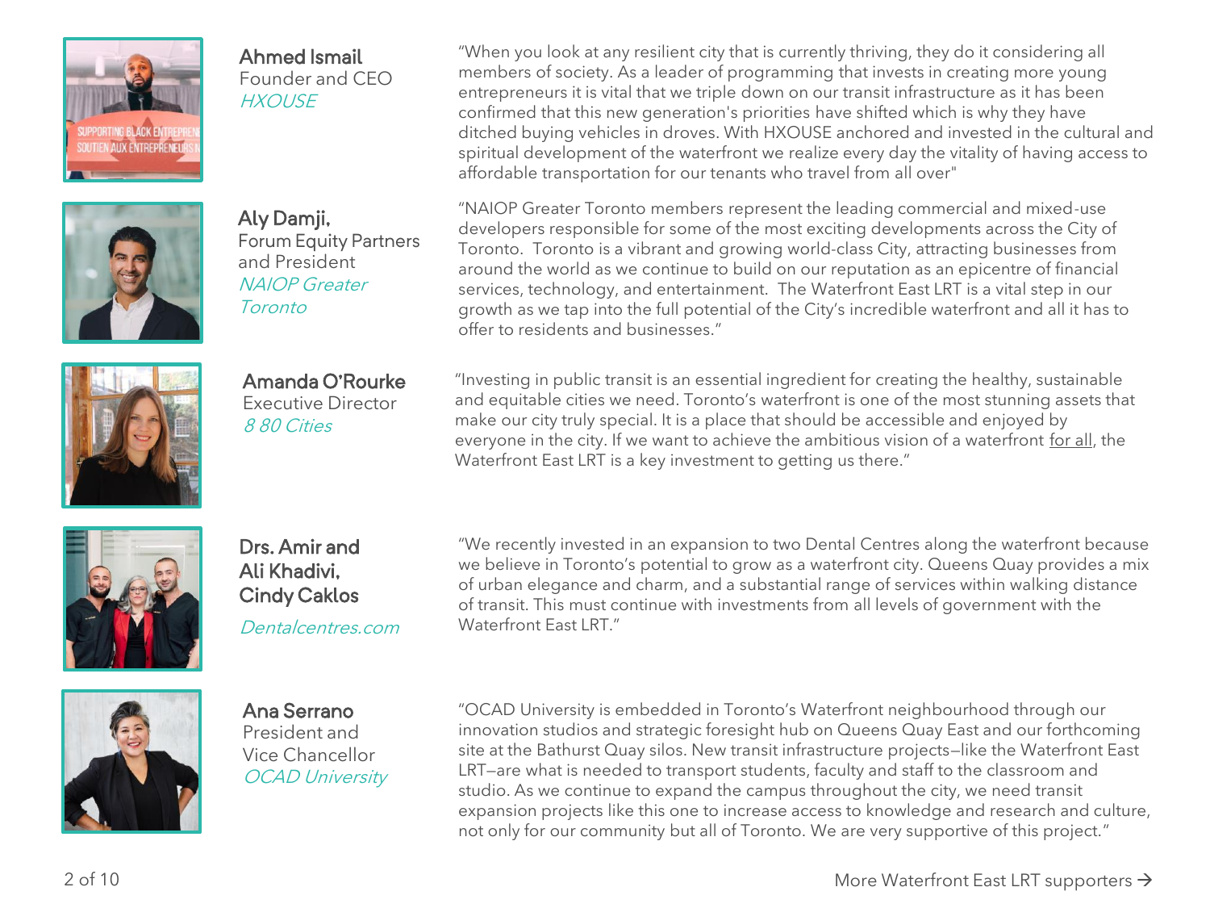**Ahmed Ismail**
Founder and CEO
*HXOUSE*

"When you look at any resilient city that is currently thriving, they do it considering all members of society. As a leader of programming that invests in creating more young entrepreneurs it is vital that we triple down on our transit infrastructure as it has been confirmed that this new generation's priorities have shifted which is why they have ditched buying vehicles in droves. With HXOUSE anchored and invested in the cultural and spiritual development of the waterfront we realize every day the vitality of having access to affordable transportation for our tenants who travel from all over"

**Aly Damji,**
Forum Equity Partners and President
*NAIOP Greater Toronto*

"NAIOP Greater Toronto members represent the leading commercial and mixed-use developers responsible for some of the most exciting developments across the City of Toronto. Toronto is a vibrant and growing world-class City, attracting businesses from around the world as we continue to build on our reputation as an epicentre of financial services, technology, and entertainment. The Waterfront East LRT is a vital step in our growth as we tap into the full potential of the City's incredible waterfront and all it has to offer to residents and businesses."

**Amanda O'Rourke**
Executive Director
*8 80 Cities*

"Investing in public transit is an essential ingredient for creating the healthy, sustainable and equitable cities we need. Toronto's waterfront is one of the most stunning assets that make our city truly special. It is a place that should be accessible and enjoyed by everyone in the city. If we want to achieve the ambitious vision of a waterfront for all, the Waterfront East LRT is a key investment to getting us there."

**Drs. Amir and Ali Khadivi, Cindy Caklos**
*Dentalcentres.com*

"We recently invested in an expansion to two Dental Centres along the waterfront because we believe in Toronto's potential to grow as a waterfront city. Queens Quay provides a mix of urban elegance and charm, and a substantial range of services within walking distance of transit. This must continue with investments from all levels of government with the Waterfront East LRT."

**Ana Serrano**
President and Vice Chancellor
*OCAD University*

"OCAD University is embedded in Toronto's Waterfront neighbourhood through our innovation studios and strategic foresight hub on Queens Quay East and our forthcoming site at the Bathurst Quay silos. New transit infrastructure projects—like the Waterfront East LRT—are what is needed to transport students, faculty and staff to the classroom and studio. As we continue to expand the campus throughout the city, we need transit expansion projects like this one to increase access to knowledge and research and culture, not only for our community but all of Toronto. We are very supportive of this project."

More Waterfront East LRT supporters →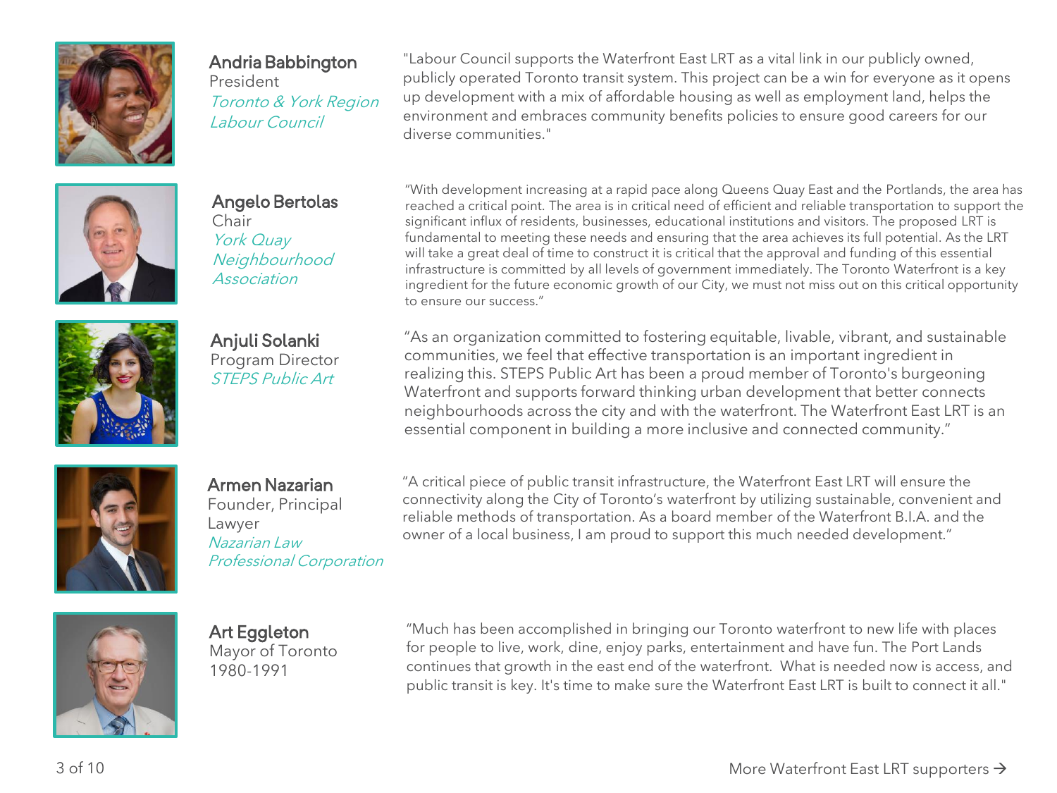**Andria Babbington**
President
*Toronto & York Region Labour Council*

"Labour Council supports the Waterfront East LRT as a vital link in our publicly owned, publicly operated Toronto transit system. This project can be a win for everyone as it opens up development with a mix of affordable housing as well as employment land, helps the environment and embraces community benefits policies to ensure good careers for our diverse communities."

**Angelo Bertolas**
Chair
*York Quay Neighbourhood Association*

"With development increasing at a rapid pace along Queens Quay East and the Portlands, the area has reached a critical point. The area is in critical need of efficient and reliable transportation to support the significant influx of residents, businesses, educational institutions and visitors. The proposed LRT is fundamental to meeting these needs and ensuring that the area achieves its full potential. As the LRT will take a great deal of time to construct it is critical that the approval and funding of this essential infrastructure is committed by all levels of government immediately. The Toronto Waterfront is a key ingredient for the future economic growth of our City, we must not miss out on this critical opportunity to ensure our success."

**Anjuli Solanki**
Program Director
*STEPS Public Art*

"As an organization committed to fostering equitable, livable, vibrant, and sustainable communities, we feel that effective transportation is an important ingredient in realizing this. STEPS Public Art has been a proud member of Toronto's burgeoning Waterfront and supports forward thinking urban development that better connects neighbourhoods across the city and with the waterfront. The Waterfront East LRT is an essential component in building a more inclusive and connected community."

**Armen Nazarian**
Founder, Principal Lawyer
*Nazarian Law Professional Corporation*

"A critical piece of public transit infrastructure, the Waterfront East LRT will ensure the connectivity along the City of Toronto's waterfront by utilizing sustainable, convenient and reliable methods of transportation. As a board member of the Waterfront B.I.A. and the owner of a local business, I am proud to support this much needed development."

**Art Eggleton**
Mayor of Toronto 1980-1991

"Much has been accomplished in bringing our Toronto waterfront to new life with places for people to live, work, dine, enjoy parks, entertainment and have fun. The Port Lands continues that growth in the east end of the waterfront. What is needed now is access, and public transit is key. It's time to make sure the Waterfront East LRT is built to connect it all."

More Waterfront East LRT supporters →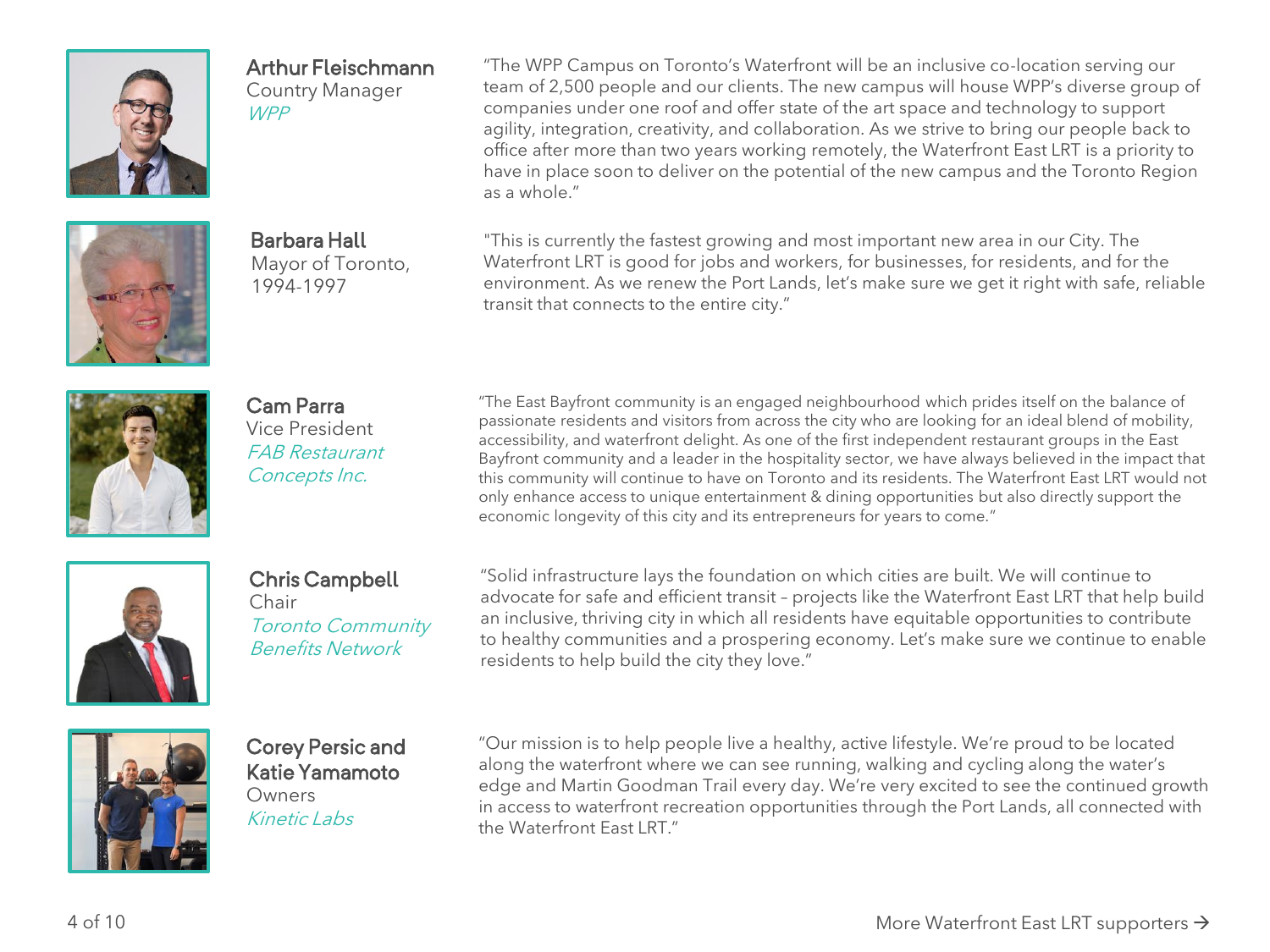**Arthur Fleischmann**
Country Manager
*WPP*

"The WPP Campus on Toronto's Waterfront will be an inclusive co-location serving our team of 2,500 people and our clients. The new campus will house WPP's diverse group of companies under one roof and offer state of the art space and technology to support agility, integration, creativity, and collaboration. As we strive to bring our people back to office after more than two years working remotely, the Waterfront East LRT is a priority to have in place soon to deliver on the potential of the new campus and the Toronto Region as a whole."

**Barbara Hall**
Mayor of Toronto, 1994-1997

"This is currently the fastest growing and most important new area in our City. The Waterfront LRT is good for jobs and workers, for businesses, for residents, and for the environment. As we renew the Port Lands, let's make sure we get it right with safe, reliable transit that connects to the entire city."

**Cam Parra**
Vice President
*FAB Restaurant Concepts Inc.*

"The East Bayfront community is an engaged neighbourhood which prides itself on the balance of passionate residents and visitors from across the city who are looking for an ideal blend of mobility, accessibility, and waterfront delight. As one of the first independent restaurant groups in the East Bayfront community and a leader in the hospitality sector, we have always believed in the impact that this community will continue to have on Toronto and its residents. The Waterfront East LRT would not only enhance access to unique entertainment & dining opportunities but also directly support the economic longevity of this city and its entrepreneurs for years to come."

**Chris Campbell**
Chair
*Toronto Community Benefits Network*

"Solid infrastructure lays the foundation on which cities are built. We will continue to advocate for safe and efficient transit – projects like the Waterfront East LRT that help build an inclusive, thriving city in which all residents have equitable opportunities to contribute to healthy communities and a prospering economy. Let's make sure we continue to enable residents to help build the city they love."

**Corey Persic and Katie Yamamoto**
Owners
*Kinetic Labs*

"Our mission is to help people live a healthy, active lifestyle. We're proud to be located along the waterfront where we can see running, walking and cycling along the water's edge and Martin Goodman Trail every day. We're very excited to see the continued growth in access to waterfront recreation opportunities through the Port Lands, all connected with the Waterfront East LRT."

More Waterfront East LRT supporters →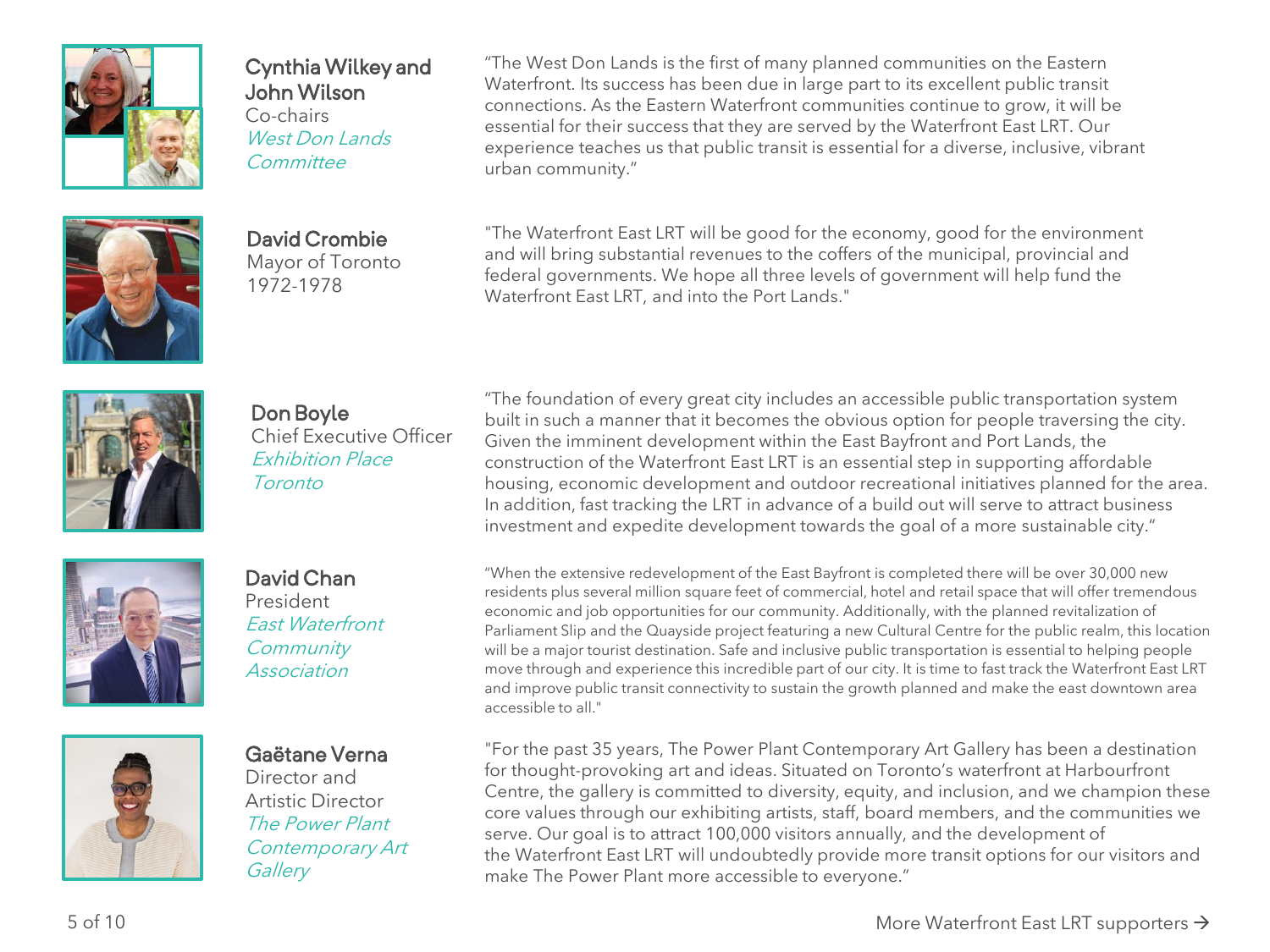**Cynthia Wilkey and John Wilson**
Co-chairs
*West Don Lands Committee*

"The West Don Lands is the first of many planned communities on the Eastern Waterfront. Its success has been due in large part to its excellent public transit connections. As the Eastern Waterfront communities continue to grow, it will be essential for their success that they are served by the Waterfront East LRT. Our experience teaches us that public transit is essential for a diverse, inclusive, vibrant urban community."

**David Crombie**
Mayor of Toronto
1972-1978

"The Waterfront East LRT will be good for the economy, good for the environment and will bring substantial revenues to the coffers of the municipal, provincial and federal governments. We hope all three levels of government will help fund the Waterfront East LRT, and into the Port Lands."

**Don Boyle**
Chief Executive Officer
*Exhibition Place Toronto*

"The foundation of every great city includes an accessible public transportation system built in such a manner that it becomes the obvious option for people traversing the city. Given the imminent development within the East Bayfront and Port Lands, the construction of the Waterfront East LRT is an essential step in supporting affordable housing, economic development and outdoor recreational initiatives planned for the area. In addition, fast tracking the LRT in advance of a build out will serve to attract business investment and expedite development towards the goal of a more sustainable city."

**David Chan**
President
*East Waterfront Community Association*

"When the extensive redevelopment of the East Bayfront is completed there will be over 30,000 new residents plus several million square feet of commercial, hotel and retail space that will offer tremendous economic and job opportunities for our community. Additionally, with the planned revitalization of Parliament Slip and the Quayside project featuring a new Cultural Centre for the public realm, this location will be a major tourist destination. Safe and inclusive public transportation is essential to helping people move through and experience this incredible part of our city. It is time to fast track the Waterfront East LRT and improve public transit connectivity to sustain the growth planned and make the east downtown area accessible to all."

**Gaëtane Verna**
Director and Artistic Director
*The Power Plant Contemporary Art Gallery*

"For the past 35 years, The Power Plant Contemporary Art Gallery has been a destination for thought-provoking art and ideas. Situated on Toronto's waterfront at Harbourfront Centre, the gallery is committed to diversity, equity, and inclusion, and we champion these core values through our exhibiting artists, staff, board members, and the communities we serve. Our goal is to attract 100,000 visitors annually, and the development of the Waterfront East LRT will undoubtedly provide more transit options for our visitors and make The Power Plant more accessible to everyone."

More Waterfront East LRT supporters →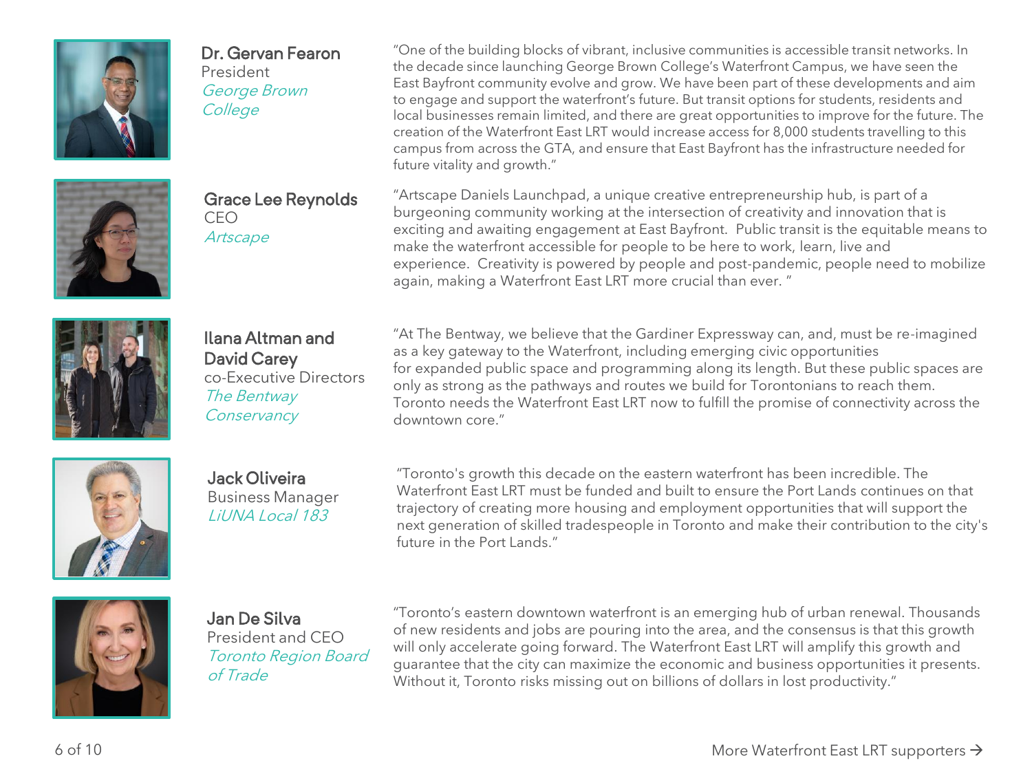**Dr. Gervan Fearon**
President
*George Brown College*

"One of the building blocks of vibrant, inclusive communities is accessible transit networks. In the decade since launching George Brown College's Waterfront Campus, we have seen the East Bayfront community evolve and grow. We have been part of these developments and aim to engage and support the waterfront's future. But transit options for students, residents and local businesses remain limited, and there are great opportunities to improve for the future. The creation of the Waterfront East LRT would increase access for 8,000 students travelling to this campus from across the GTA, and ensure that East Bayfront has the infrastructure needed for future vitality and growth."

**Grace Lee Reynolds**
CEO
*Artscape*

"Artscape Daniels Launchpad, a unique creative entrepreneurship hub, is part of a burgeoning community working at the intersection of creativity and innovation that is exciting and awaiting engagement at East Bayfront. Public transit is the equitable means to make the waterfront accessible for people to be here to work, learn, live and experience. Creativity is powered by people and post-pandemic, people need to mobilize again, making a Waterfront East LRT more crucial than ever. "

**Ilana Altman and David Carey**
co-Executive Directors
*The Bentway Conservancy*

"At The Bentway, we believe that the Gardiner Expressway can, and, must be re-imagined as a key gateway to the Waterfront, including emerging civic opportunities for expanded public space and programming along its length. But these public spaces are only as strong as the pathways and routes we build for Torontonians to reach them. Toronto needs the Waterfront East LRT now to fulfill the promise of connectivity across the downtown core."

**Jack Oliveira**
Business Manager
*LiUNA Local 183*

"Toronto's growth this decade on the eastern waterfront has been incredible. The Waterfront East LRT must be funded and built to ensure the Port Lands continues on that trajectory of creating more housing and employment opportunities that will support the next generation of skilled tradespeople in Toronto and make their contribution to the city's future in the Port Lands."

**Jan De Silva**
President and CEO
*Toronto Region Board of Trade*

"Toronto's eastern downtown waterfront is an emerging hub of urban renewal. Thousands of new residents and jobs are pouring into the area, and the consensus is that this growth will only accelerate going forward. The Waterfront East LRT will amplify this growth and guarantee that the city can maximize the economic and business opportunities it presents. Without it, Toronto risks missing out on billions of dollars in lost productivity."

More Waterfront East LRT supporters →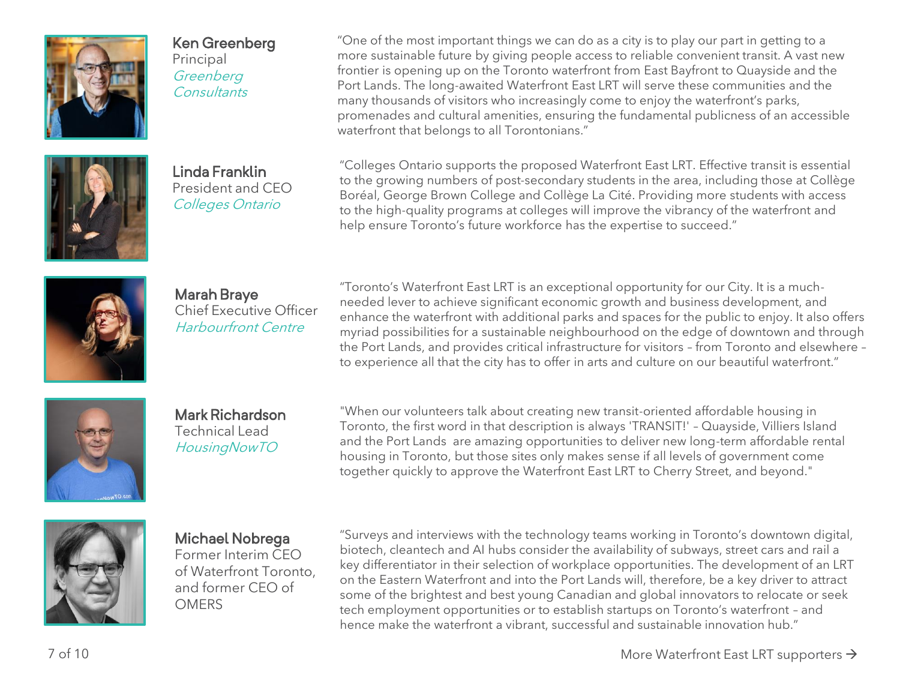**Ken Greenberg**
Principal
*Greenberg Consultants*

"One of the most important things we can do as a city is to play our part in getting to a more sustainable future by giving people access to reliable convenient transit. A vast new frontier is opening up on the Toronto waterfront from East Bayfront to Quayside and the Port Lands. The long-awaited Waterfront East LRT will serve these communities and the many thousands of visitors who increasingly come to enjoy the waterfront's parks, promenades and cultural amenities, ensuring the fundamental publicness of an accessible waterfront that belongs to all Torontonians."

**Linda Franklin**
President and CEO
*Colleges Ontario*

"Colleges Ontario supports the proposed Waterfront East LRT. Effective transit is essential to the growing numbers of post-secondary students in the area, including those at Collège Boréal, George Brown College and Collège La Cité. Providing more students with access to the high-quality programs at colleges will improve the vibrancy of the waterfront and help ensure Toronto's future workforce has the expertise to succeed."

**Marah Braye**
Chief Executive Officer
*Harbourfront Centre*

"Toronto's Waterfront East LRT is an exceptional opportunity for our City. It is a much-needed lever to achieve significant economic growth and business development, and enhance the waterfront with additional parks and spaces for the public to enjoy. It also offers myriad possibilities for a sustainable neighbourhood on the edge of downtown and through the Port Lands, and provides critical infrastructure for visitors – from Toronto and elsewhere – to experience all that the city has to offer in arts and culture on our beautiful waterfront."

**Mark Richardson**
Technical Lead
*HousingNowTO*

"When our volunteers talk about creating new transit-oriented affordable housing in Toronto, the first word in that description is always 'TRANSIT!' – Quayside, Villiers Island and the Port Lands are amazing opportunities to deliver new long-term affordable rental housing in Toronto, but those sites only makes sense if all levels of government come together quickly to approve the Waterfront East LRT to Cherry Street, and beyond."

**Michael Nobrega**
Former Interim CEO of Waterfront Toronto, and former CEO of OMERS

"Surveys and interviews with the technology teams working in Toronto's downtown digital, biotech, cleantech and AI hubs consider the availability of subways, street cars and rail a key differentiator in their selection of workplace opportunities. The development of an LRT on the Eastern Waterfront and into the Port Lands will, therefore, be a key driver to attract some of the brightest and best young Canadian and global innovators to relocate or seek tech employment opportunities or to establish startups on Toronto's waterfront – and hence make the waterfront a vibrant, successful and sustainable innovation hub."

More Waterfront East LRT supporters →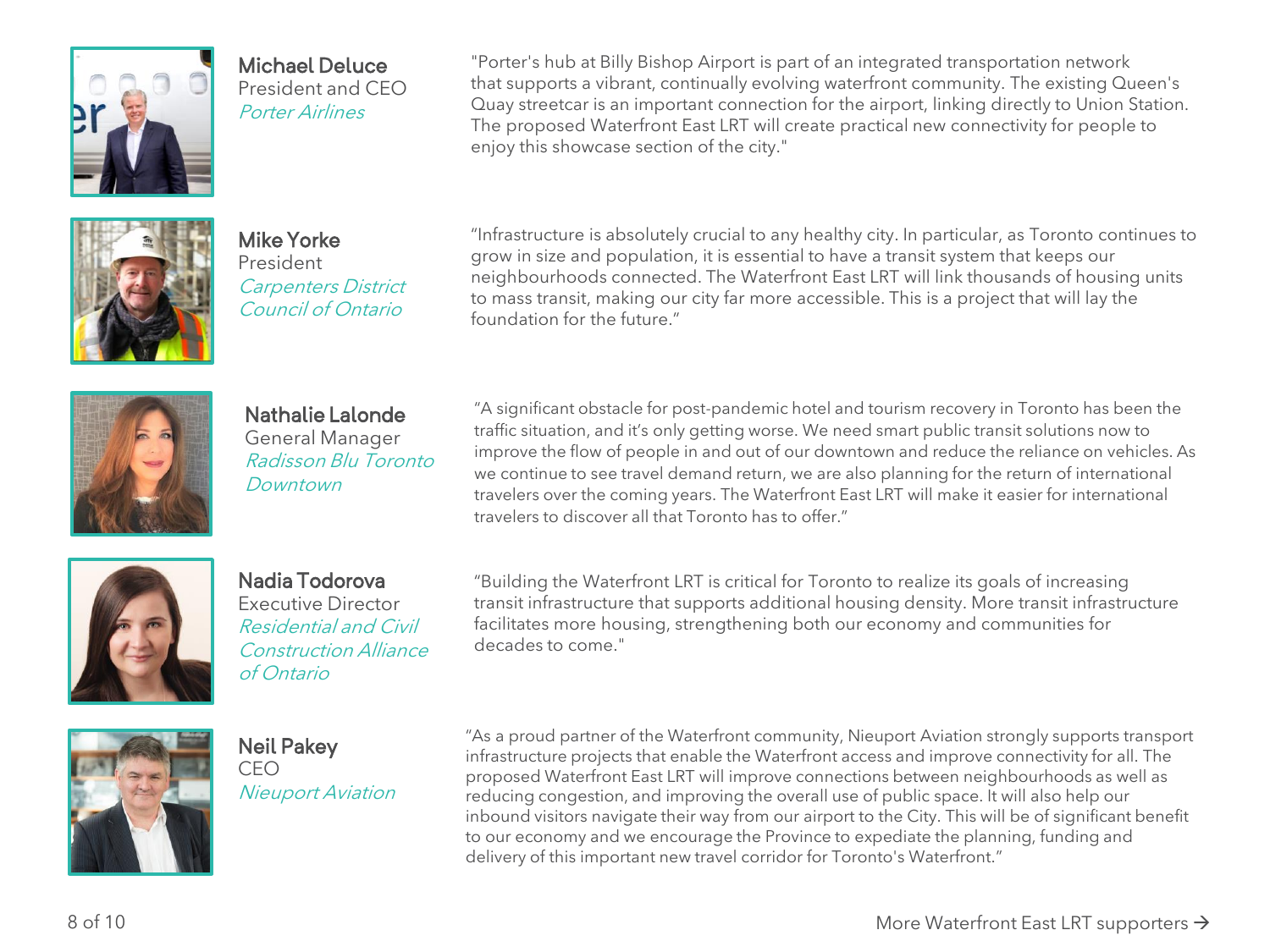**Michael Deluce**
President and CEO
*Porter Airlines*

"Porter's hub at Billy Bishop Airport is part of an integrated transportation network that supports a vibrant, continually evolving waterfront community. The existing Queen's Quay streetcar is an important connection for the airport, linking directly to Union Station. The proposed Waterfront East LRT will create practical new connectivity for people to enjoy this showcase section of the city."

**Mike Yorke**
President
*Carpenters District Council of Ontario*

"Infrastructure is absolutely crucial to any healthy city. In particular, as Toronto continues to grow in size and population, it is essential to have a transit system that keeps our neighbourhoods connected. The Waterfront East LRT will link thousands of housing units to mass transit, making our city far more accessible. This is a project that will lay the foundation for the future."

**Nathalie Lalonde**
General Manager
*Radisson Blu Toronto Downtown*

"A significant obstacle for post-pandemic hotel and tourism recovery in Toronto has been the traffic situation, and it's only getting worse. We need smart public transit solutions now to improve the flow of people in and out of our downtown and reduce the reliance on vehicles. As we continue to see travel demand return, we are also planning for the return of international travelers over the coming years. The Waterfront East LRT will make it easier for international travelers to discover all that Toronto has to offer."

**Nadia Todorova**
Executive Director
*Residential and Civil Construction Alliance of Ontario*

"Building the Waterfront LRT is critical for Toronto to realize its goals of increasing transit infrastructure that supports additional housing density. More transit infrastructure facilitates more housing, strengthening both our economy and communities for decades to come."

**Neil Pakey**
CEO
*Nieuport Aviation*

"As a proud partner of the Waterfront community, Nieuport Aviation strongly supports transport infrastructure projects that enable the Waterfront access and improve connectivity for all. The proposed Waterfront East LRT will improve connections between neighbourhoods as well as reducing congestion, and improving the overall use of public space. It will also help our inbound visitors navigate their way from our airport to the City. This will be of significant benefit to our economy and we encourage the Province to expediate the planning, funding and delivery of this important new travel corridor for Toronto's Waterfront."

More Waterfront East LRT supporters →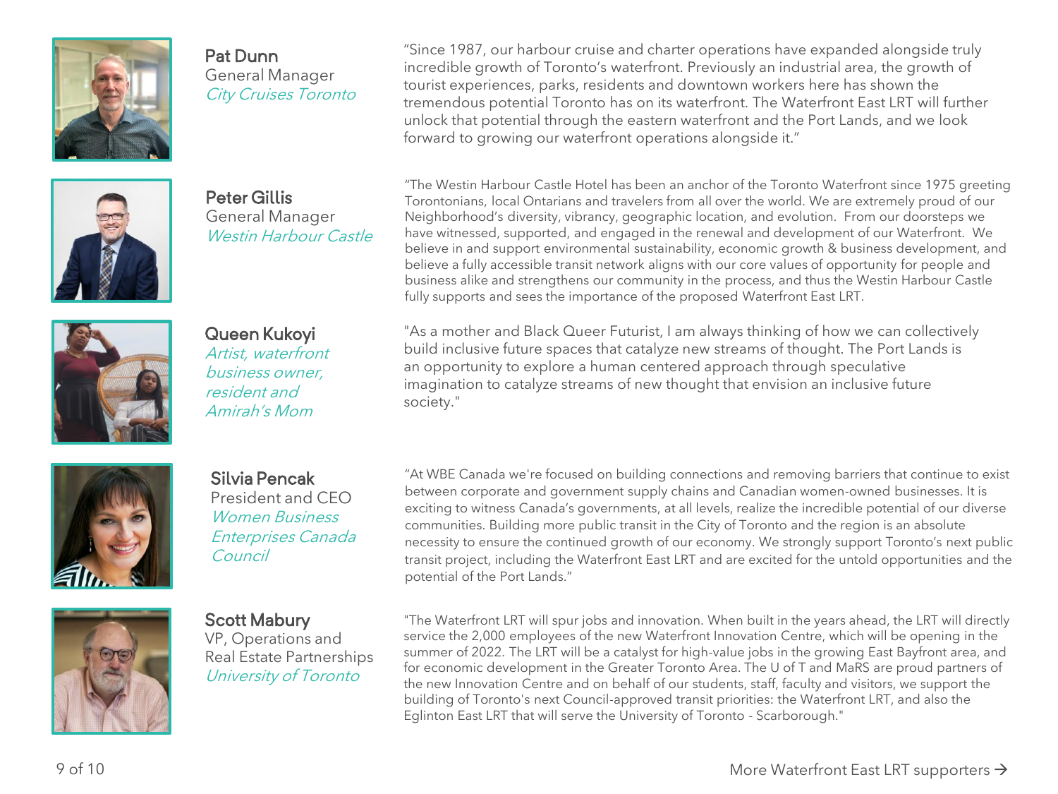**Pat Dunn**
General Manager
*City Cruises Toronto*

"Since 1987, our harbour cruise and charter operations have expanded alongside truly incredible growth of Toronto's waterfront. Previously an industrial area, the growth of tourist experiences, parks, residents and downtown workers here has shown the tremendous potential Toronto has on its waterfront. The Waterfront East LRT will further unlock that potential through the eastern waterfront and the Port Lands, and we look forward to growing our waterfront operations alongside it."

**Peter Gillis**
General Manager
*Westin Harbour Castle*

"The Westin Harbour Castle Hotel has been an anchor of the Toronto Waterfront since 1975 greeting Torontonians, local Ontarians and travelers from all over the world. We are extremely proud of our Neighborhood's diversity, vibrancy, geographic location, and evolution. From our doorsteps we have witnessed, supported, and engaged in the renewal and development of our Waterfront. We believe in and support environmental sustainability, economic growth & business development, and believe a fully accessible transit network aligns with our core values of opportunity for people and business alike and strengthens our community in the process, and thus the Westin Harbour Castle fully supports and sees the importance of the proposed Waterfront East LRT.

**Queen Kukoyi**
*Artist, waterfront business owner, resident and Amirah's Mom*

"As a mother and Black Queer Futurist, I am always thinking of how we can collectively build inclusive future spaces that catalyze new streams of thought. The Port Lands is an opportunity to explore a human centered approach through speculative imagination to catalyze streams of new thought that envision an inclusive future society."

**Silvia Pencak**
President and CEO
*Women Business Enterprises Canada Council*

"At WBE Canada we're focused on building connections and removing barriers that continue to exist between corporate and government supply chains and Canadian women-owned businesses. It is exciting to witness Canada's governments, at all levels, realize the incredible potential of our diverse communities. Building more public transit in the City of Toronto and the region is an absolute necessity to ensure the continued growth of our economy. We strongly support Toronto's next public transit project, including the Waterfront East LRT and are excited for the untold opportunities and the potential of the Port Lands."

**Scott Mabury**
VP, Operations and Real Estate Partnerships
*University of Toronto*

"The Waterfront LRT will spur jobs and innovation. When built in the years ahead, the LRT will directly service the 2,000 employees of the new Waterfront Innovation Centre, which will be opening in the summer of 2022. The LRT will be a catalyst for high-value jobs in the growing East Bayfront area, and for economic development in the Greater Toronto Area. The U of T and MaRS are proud partners of the new Innovation Centre and on behalf of our students, staff, faculty and visitors, we support the building of Toronto's next Council-approved transit priorities: the Waterfront LRT, and also the Eglinton East LRT that will serve the University of Toronto - Scarborough."

More Waterfront East LRT supporters →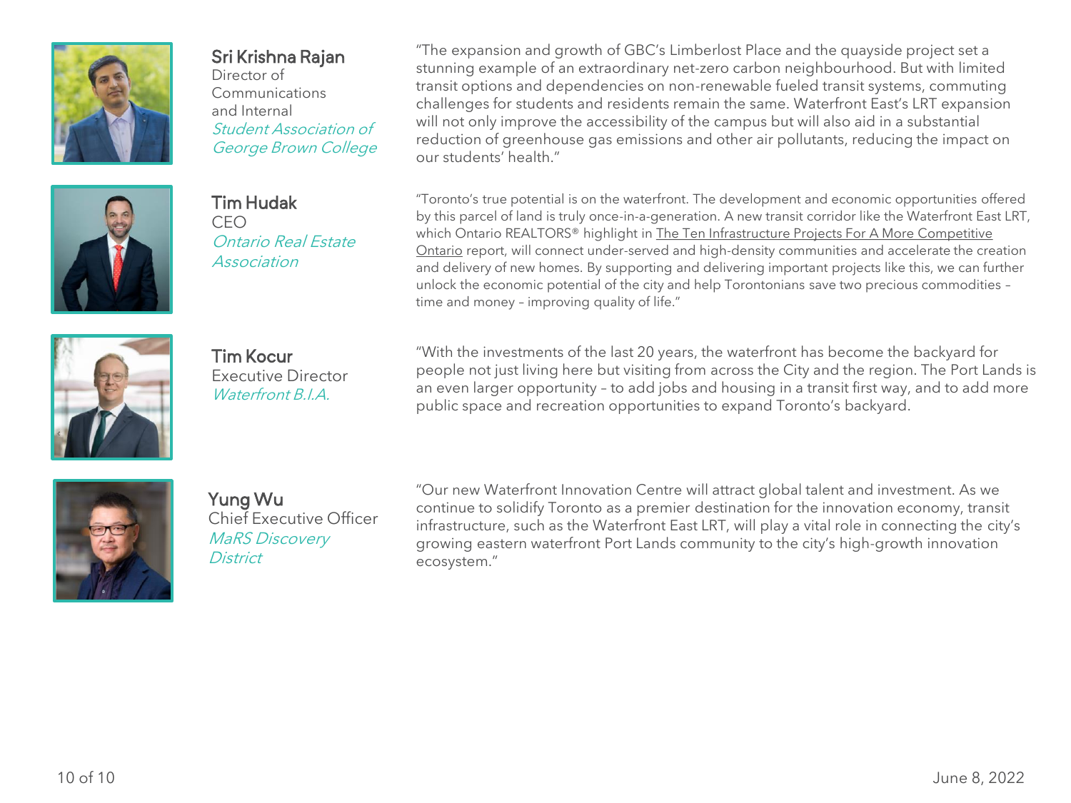**Sri Krishna Rajan**
Director of Communications and Internal
*Student Association of George Brown College*

"The expansion and growth of GBC's Limberlost Place and the quayside project set a stunning example of an extraordinary net-zero carbon neighbourhood. But with limited transit options and dependencies on non-renewable fueled transit systems, commuting challenges for students and residents remain the same. Waterfront East's LRT expansion will not only improve the accessibility of the campus but will also aid in a substantial reduction of greenhouse gas emissions and other air pollutants, reducing the impact on our students' health."

**Tim Hudak**
CEO
*Ontario Real Estate Association*

"Toronto's true potential is on the waterfront. The development and economic opportunities offered by this parcel of land is truly once-in-a-generation. A new transit corridor like the Waterfront East LRT, which Ontario REALTORS® highlight in The Ten Infrastructure Projects For A More Competitive Ontario report, will connect under-served and high-density communities and accelerate the creation and delivery of new homes. By supporting and delivering important projects like this, we can further unlock the economic potential of the city and help Torontonians save two precious commodities – time and money – improving quality of life."

**Tim Kocur**
Executive Director
*Waterfront B.I.A.*

"With the investments of the last 20 years, the waterfront has become the backyard for people not just living here but visiting from across the City and the region. The Port Lands is an even larger opportunity – to add jobs and housing in a transit first way, and to add more public space and recreation opportunities to expand Toronto's backyard.

**Yung Wu**
Chief Executive Officer
*MaRS Discovery District*

"Our new Waterfront Innovation Centre will attract global talent and investment. As we continue to solidify Toronto as a premier destination for the innovation economy, transit infrastructure, such as the Waterfront East LRT, will play a vital role in connecting the city's growing eastern waterfront Port Lands community to the city's high-growth innovation ecosystem."

June 8, 2022